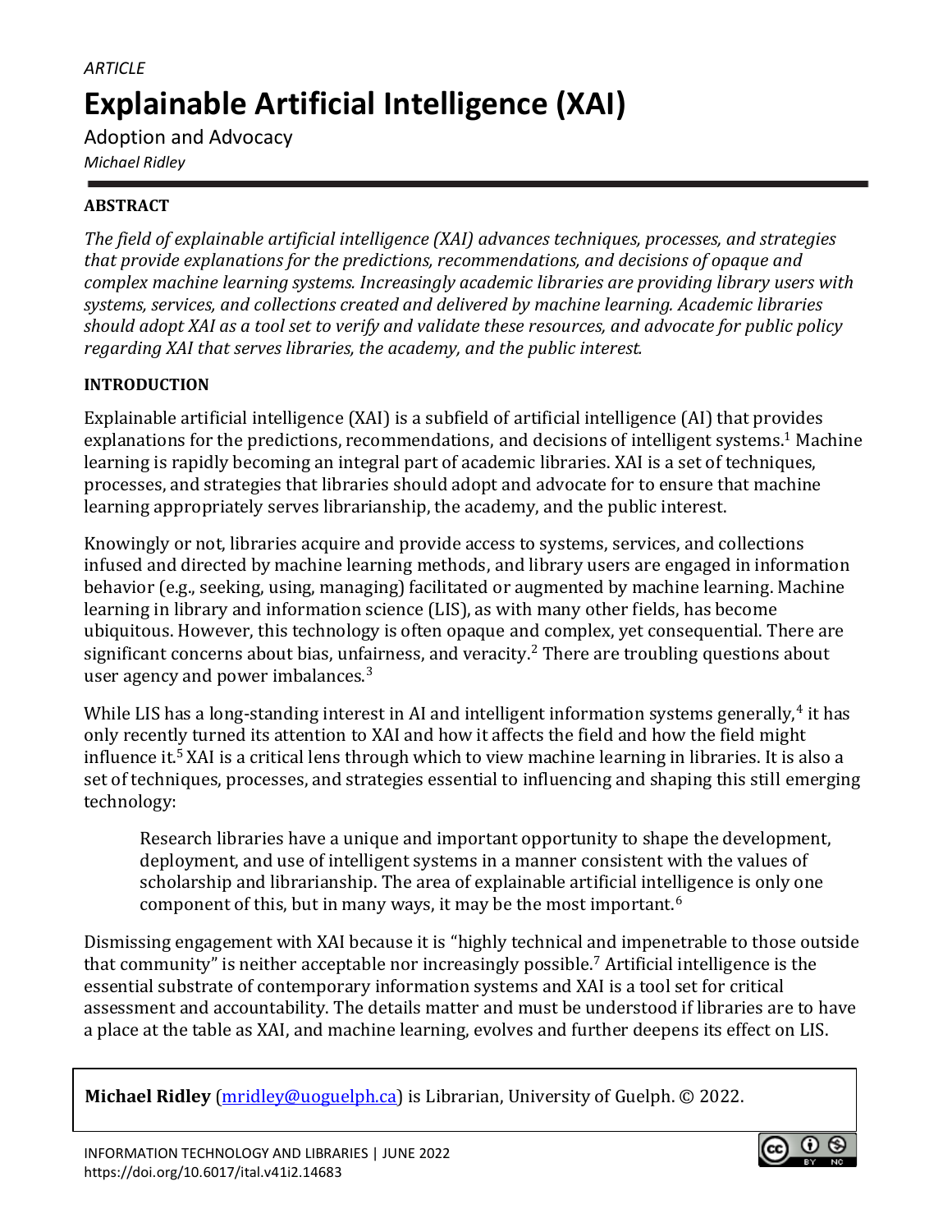*ARTICLE*

# Explainable Artificial Intelligence (XAI)

Adoption and Advocacy

*Michael Ridley*

## ABSTRACT

*The field of explainable artificial intelligence (XAI) advances techniques, processes, and strategies that provide explanations for the predictions, recommendations, and decisions of opaque and complex machine learning systems. Increasingly academic libraries are providing library users with systems, services, and collections created and delivered by machine learning. Academic libraries should adopt XAI as a tool set to verify and validate these resources, and advocate for public policy regarding XAI that serves libraries, the academy, and the public interest.*

## INTRODUCTION

Explainable artificial intelligence (XAI) is a subfield of artificial intelligence (AI) that provides explanations for the predictions, recommendations, and decisions of intelligent systems.[1] Machine learning is rapidly becoming an integral part of academic libraries. XAI is a set of techniques, processes, and strategies that libraries should adopt and advocate for to ensure that machine learning appropriately serves librarianship, the academy, and the public interest.

Knowingly or not, libraries acquire and provide access to systems, services, and collections infused and directed by machine learning methods, and library users are engaged in information behavior (e.g., seeking, using, managing) facilitated or augmented by machine learning. Machine learning in library and information science (LIS), as with many other fields, has become ubiquitous. However, this technology is often opaque and complex, yet consequential. There are significant concerns about bias, unfairness, and veracity.[2] There are troubling questions about user agency and power imbalances.[3]

While LIS has a long-standing interest in AI and intelligent information systems generally,[4] it has only recently turned its attention to XAI and how it affects the field and how the field might influence it.[5] XAI is a critical lens through which to view machine learning in libraries. It is also a set of techniques, processes, and strategies essential to influencing and shaping this still emerging technology:

> Research libraries have a unique and important opportunity to shape the development, deployment, and use of intelligent systems in a manner consistent with the values of scholarship and librarianship. The area of explainable artificial intelligence is only one component of this, but in many ways, it may be the most important.[6]

Dismissing engagement with XAI because it is "highly technical and impenetrable to those outside that community" is neither acceptable nor increasingly possible.[7] Artificial intelligence is the essential substrate of contemporary information systems and XAI is a tool set for critical assessment and accountability. The details matter and must be understood if libraries are to have a place at the table as XAI, and machine learning, evolves and further deepens its effect on LIS.

**Michael Ridley** (mridley@uoguelph.ca) is Librarian, University of Guelph. © 2022.

INFORMATION TECHNOLOGY AND LIBRARIES | JUNE 2022
https://doi.org/10.6017/ital.v41i2.14683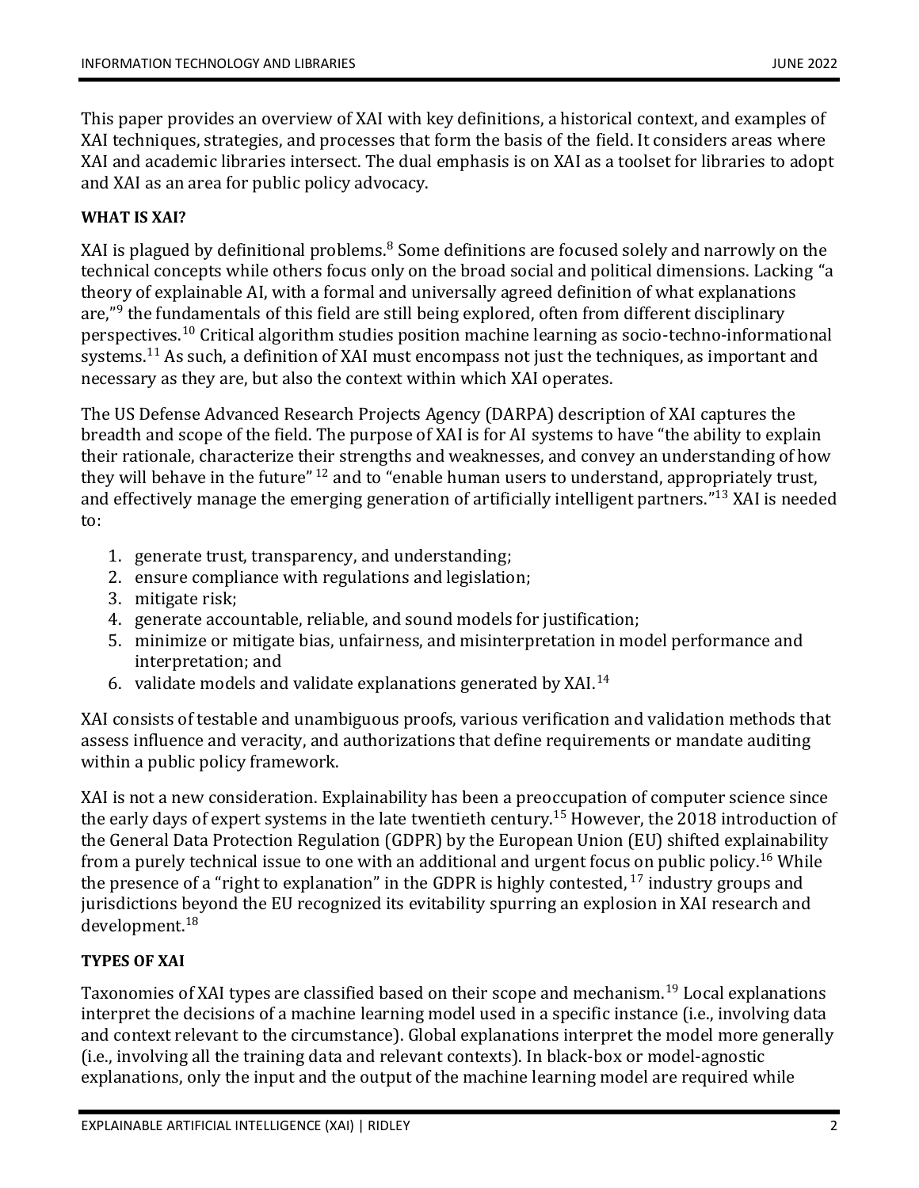This paper provides an overview of XAI with key definitions, a historical context, and examples of XAI techniques, strategies, and processes that form the basis of the field. It considers areas where XAI and academic libraries intersect. The dual emphasis is on XAI as a toolset for libraries to adopt and XAI as an area for public policy advocacy.

## WHAT IS XAI?

XAI is plagued by definitional problems.[8] Some definitions are focused solely and narrowly on the technical concepts while others focus only on the broad social and political dimensions. Lacking "a theory of explainable AI, with a formal and universally agreed definition of what explanations are,"[9] the fundamentals of this field are still being explored, often from different disciplinary perspectives.[10] Critical algorithm studies position machine learning as socio-techno-informational systems.[11] As such, a definition of XAI must encompass not just the techniques, as important and necessary as they are, but also the context within which XAI operates.

The US Defense Advanced Research Projects Agency (DARPA) description of XAI captures the breadth and scope of the field. The purpose of XAI is for AI systems to have "the ability to explain their rationale, characterize their strengths and weaknesses, and convey an understanding of how they will behave in the future"[12] and to "enable human users to understand, appropriately trust, and effectively manage the emerging generation of artificially intelligent partners."[13] XAI is needed to:

1. generate trust, transparency, and understanding;
2. ensure compliance with regulations and legislation;
3. mitigate risk;
4. generate accountable, reliable, and sound models for justification;
5. minimize or mitigate bias, unfairness, and misinterpretation in model performance and interpretation; and
6. validate models and validate explanations generated by XAI.[14]

XAI consists of testable and unambiguous proofs, various verification and validation methods that assess influence and veracity, and authorizations that define requirements or mandate auditing within a public policy framework.

XAI is not a new consideration. Explainability has been a preoccupation of computer science since the early days of expert systems in the late twentieth century.[15] However, the 2018 introduction of the General Data Protection Regulation (GDPR) by the European Union (EU) shifted explainability from a purely technical issue to one with an additional and urgent focus on public policy.[16] While the presence of a "right to explanation" in the GDPR is highly contested,[17] industry groups and jurisdictions beyond the EU recognized its evitability spurring an explosion in XAI research and development.[18]

## TYPES OF XAI

Taxonomies of XAI types are classified based on their scope and mechanism.[19] Local explanations interpret the decisions of a machine learning model used in a specific instance (i.e., involving data and context relevant to the circumstance). Global explanations interpret the model more generally (i.e., involving all the training data and relevant contexts). In black-box or model-agnostic explanations, only the input and the output of the machine learning model are required while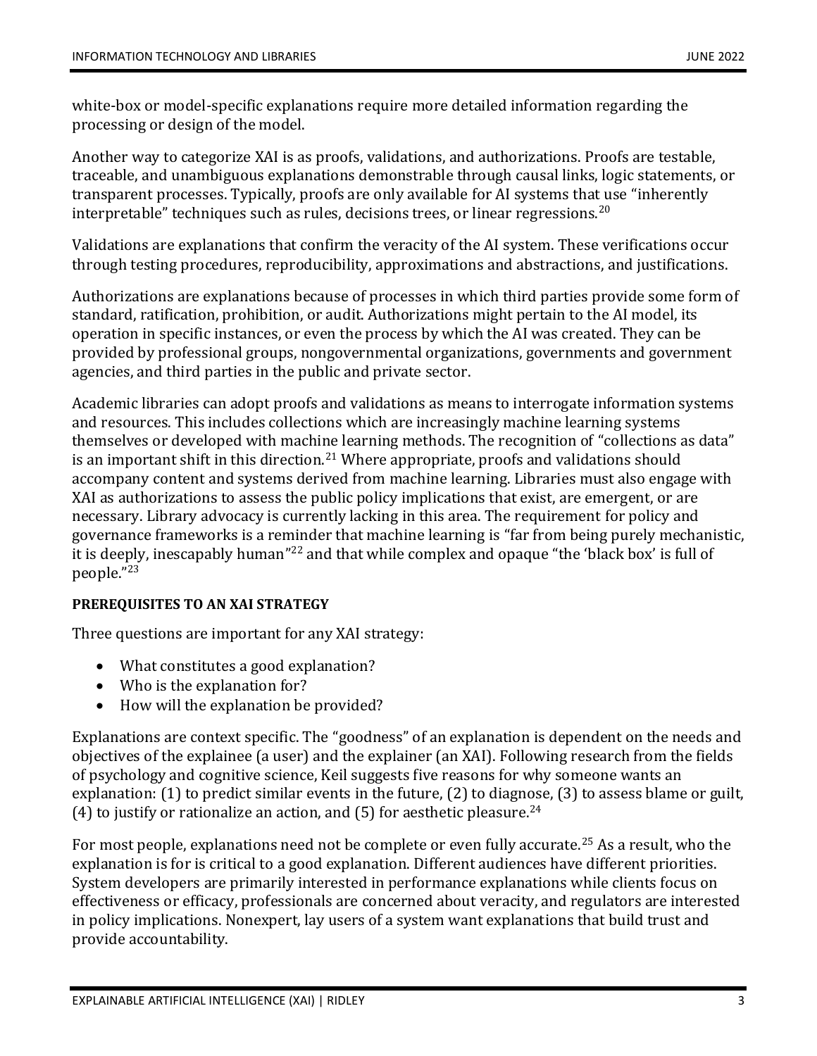white-box or model-specific explanations require more detailed information regarding the processing or design of the model.

Another way to categorize XAI is as proofs, validations, and authorizations. Proofs are testable, traceable, and unambiguous explanations demonstrable through causal links, logic statements, or transparent processes. Typically, proofs are only available for AI systems that use "inherently interpretable" techniques such as rules, decisions trees, or linear regressions.[20]

Validations are explanations that confirm the veracity of the AI system. These verifications occur through testing procedures, reproducibility, approximations and abstractions, and justifications.

Authorizations are explanations because of processes in which third parties provide some form of standard, ratification, prohibition, or audit. Authorizations might pertain to the AI model, its operation in specific instances, or even the process by which the AI was created. They can be provided by professional groups, nongovernmental organizations, governments and government agencies, and third parties in the public and private sector.

Academic libraries can adopt proofs and validations as means to interrogate information systems and resources. This includes collections which are increasingly machine learning systems themselves or developed with machine learning methods. The recognition of "collections as data" is an important shift in this direction.[21] Where appropriate, proofs and validations should accompany content and systems derived from machine learning. Libraries must also engage with XAI as authorizations to assess the public policy implications that exist, are emergent, or are necessary. Library advocacy is currently lacking in this area. The requirement for policy and governance frameworks is a reminder that machine learning is "far from being purely mechanistic, it is deeply, inescapably human"[22] and that while complex and opaque "the 'black box' is full of people."[23]

## PREREQUISITES TO AN XAI STRATEGY

Three questions are important for any XAI strategy:

- What constitutes a good explanation?
- Who is the explanation for?
- How will the explanation be provided?

Explanations are context specific. The "goodness" of an explanation is dependent on the needs and objectives of the explainee (a user) and the explainer (an XAI). Following research from the fields of psychology and cognitive science, Keil suggests five reasons for why someone wants an explanation: (1) to predict similar events in the future, (2) to diagnose, (3) to assess blame or guilt, (4) to justify or rationalize an action, and (5) for aesthetic pleasure.[24]

For most people, explanations need not be complete or even fully accurate.[25] As a result, who the explanation is for is critical to a good explanation. Different audiences have different priorities. System developers are primarily interested in performance explanations while clients focus on effectiveness or efficacy, professionals are concerned about veracity, and regulators are interested in policy implications. Nonexpert, lay users of a system want explanations that build trust and provide accountability.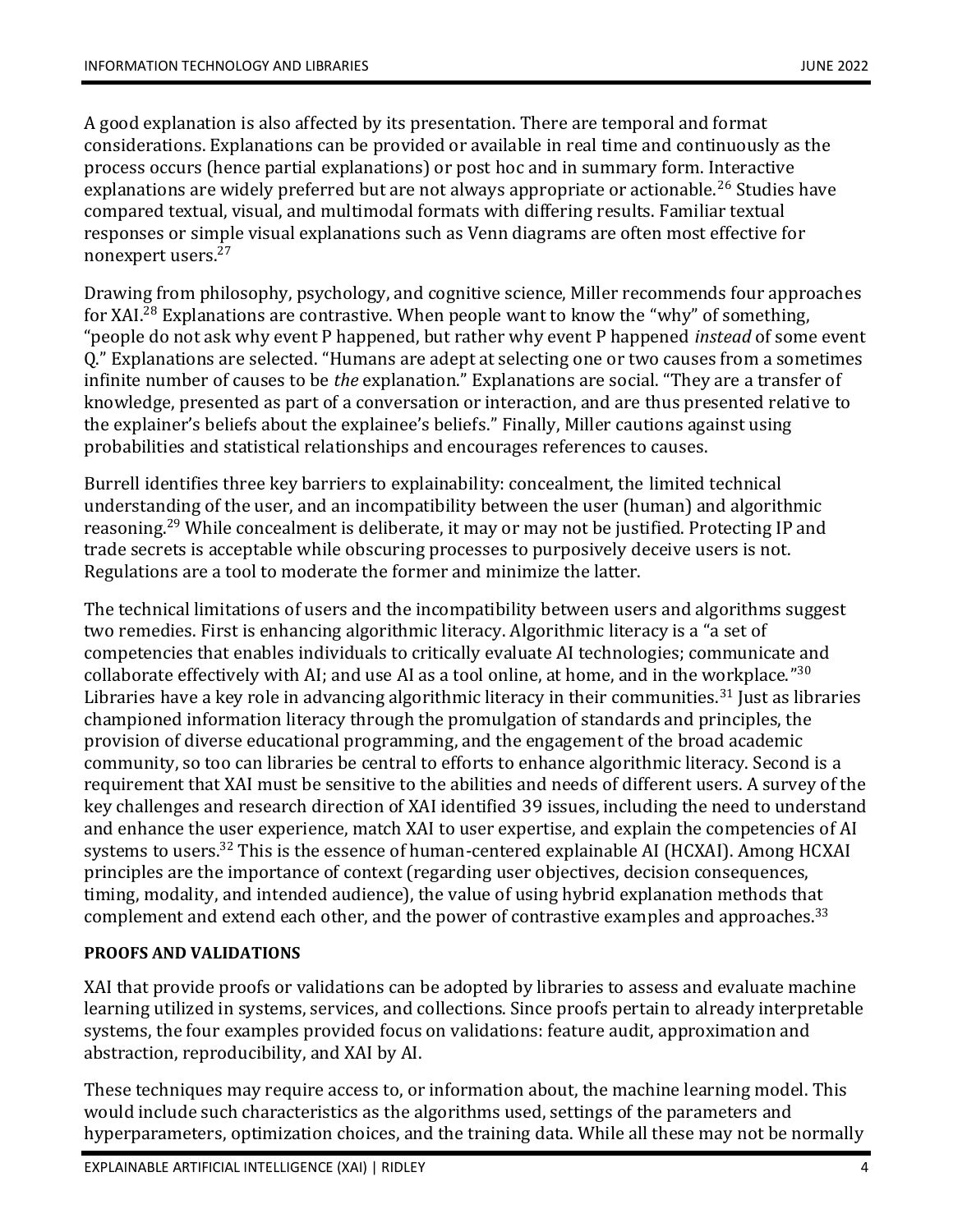A good explanation is also affected by its presentation. There are temporal and format considerations. Explanations can be provided or available in real time and continuously as the process occurs (hence partial explanations) or post hoc and in summary form. Interactive explanations are widely preferred but are not always appropriate or actionable.[26] Studies have compared textual, visual, and multimodal formats with differing results. Familiar textual responses or simple visual explanations such as Venn diagrams are often most effective for nonexpert users.[27]

Drawing from philosophy, psychology, and cognitive science, Miller recommends four approaches for XAI.[28] Explanations are contrastive. When people want to know the "why" of something, "people do not ask why event P happened, but rather why event P happened *instead* of some event Q." Explanations are selected. "Humans are adept at selecting one or two causes from a sometimes infinite number of causes to be *the* explanation." Explanations are social. "They are a transfer of knowledge, presented as part of a conversation or interaction, and are thus presented relative to the explainer's beliefs about the explainee's beliefs." Finally, Miller cautions against using probabilities and statistical relationships and encourages references to causes.

Burrell identifies three key barriers to explainability: concealment, the limited technical understanding of the user, and an incompatibility between the user (human) and algorithmic reasoning.[29] While concealment is deliberate, it may or may not be justified. Protecting IP and trade secrets is acceptable while obscuring processes to purposively deceive users is not. Regulations are a tool to moderate the former and minimize the latter.

The technical limitations of users and the incompatibility between users and algorithms suggest two remedies. First is enhancing algorithmic literacy. Algorithmic literacy is a "a set of competencies that enables individuals to critically evaluate AI technologies; communicate and collaborate effectively with AI; and use AI as a tool online, at home, and in the workplace."[30] Libraries have a key role in advancing algorithmic literacy in their communities.[31] Just as libraries championed information literacy through the promulgation of standards and principles, the provision of diverse educational programming, and the engagement of the broad academic community, so too can libraries be central to efforts to enhance algorithmic literacy. Second is a requirement that XAI must be sensitive to the abilities and needs of different users. A survey of the key challenges and research direction of XAI identified 39 issues, including the need to understand and enhance the user experience, match XAI to user expertise, and explain the competencies of AI systems to users.[32] This is the essence of human-centered explainable AI (HCXAI). Among HCXAI principles are the importance of context (regarding user objectives, decision consequences, timing, modality, and intended audience), the value of using hybrid explanation methods that complement and extend each other, and the power of contrastive examples and approaches.[33]

**PROOFS AND VALIDATIONS**

XAI that provide proofs or validations can be adopted by libraries to assess and evaluate machine learning utilized in systems, services, and collections. Since proofs pertain to already interpretable systems, the four examples provided focus on validations: feature audit, approximation and abstraction, reproducibility, and XAI by AI.

These techniques may require access to, or information about, the machine learning model. This would include such characteristics as the algorithms used, settings of the parameters and hyperparameters, optimization choices, and the training data. While all these may not be normally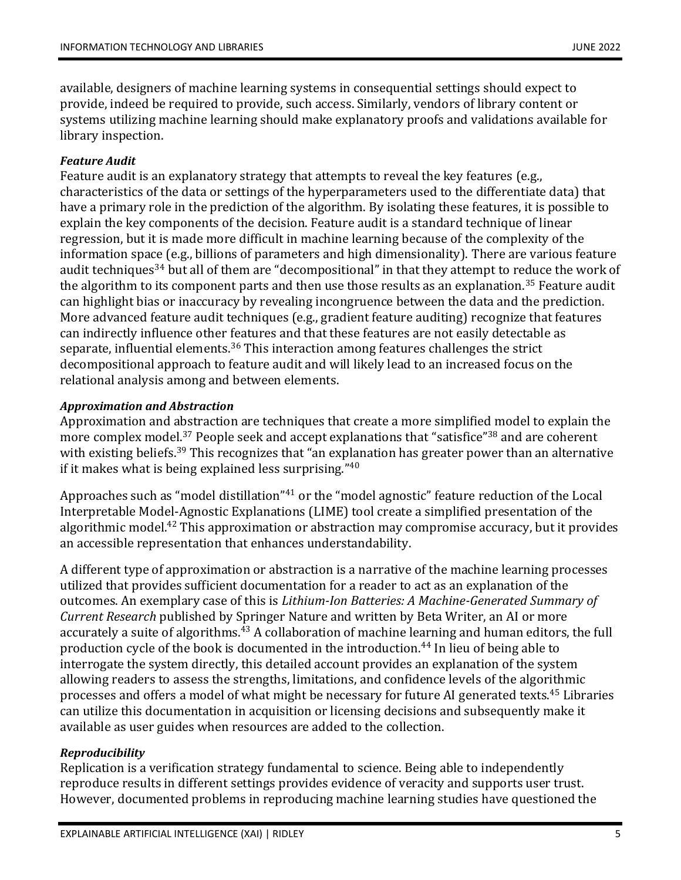available, designers of machine learning systems in consequential settings should expect to provide, indeed be required to provide, such access. Similarly, vendors of library content or systems utilizing machine learning should make explanatory proofs and validations available for library inspection.

### *Feature Audit*

Feature audit is an explanatory strategy that attempts to reveal the key features (e.g., characteristics of the data or settings of the hyperparameters used to the differentiate data) that have a primary role in the prediction of the algorithm. By isolating these features, it is possible to explain the key components of the decision. Feature audit is a standard technique of linear regression, but it is made more difficult in machine learning because of the complexity of the information space (e.g., billions of parameters and high dimensionality). There are various feature audit techniques[34] but all of them are "decompositional" in that they attempt to reduce the work of the algorithm to its component parts and then use those results as an explanation.[35] Feature audit can highlight bias or inaccuracy by revealing incongruence between the data and the prediction. More advanced feature audit techniques (e.g., gradient feature auditing) recognize that features can indirectly influence other features and that these features are not easily detectable as separate, influential elements.[36] This interaction among features challenges the strict decompositional approach to feature audit and will likely lead to an increased focus on the relational analysis among and between elements.

### *Approximation and Abstraction*

Approximation and abstraction are techniques that create a more simplified model to explain the more complex model.[37] People seek and accept explanations that "satisfice"[38] and are coherent with existing beliefs.[39] This recognizes that "an explanation has greater power than an alternative if it makes what is being explained less surprising."[40]

Approaches such as "model distillation"[41] or the "model agnostic" feature reduction of the Local Interpretable Model-Agnostic Explanations (LIME) tool create a simplified presentation of the algorithmic model.[42] This approximation or abstraction may compromise accuracy, but it provides an accessible representation that enhances understandability.

A different type of approximation or abstraction is a narrative of the machine learning processes utilized that provides sufficient documentation for a reader to act as an explanation of the outcomes. An exemplary case of this is *Lithium-Ion Batteries: A Machine-Generated Summary of Current Research* published by Springer Nature and written by Beta Writer, an AI or more accurately a suite of algorithms.[43] A collaboration of machine learning and human editors, the full production cycle of the book is documented in the introduction.[44] In lieu of being able to interrogate the system directly, this detailed account provides an explanation of the system allowing readers to assess the strengths, limitations, and confidence levels of the algorithmic processes and offers a model of what might be necessary for future AI generated texts.[45] Libraries can utilize this documentation in acquisition or licensing decisions and subsequently make it available as user guides when resources are added to the collection.

### *Reproducibility*

Replication is a verification strategy fundamental to science. Being able to independently reproduce results in different settings provides evidence of veracity and supports user trust. However, documented problems in reproducing machine learning studies have questioned the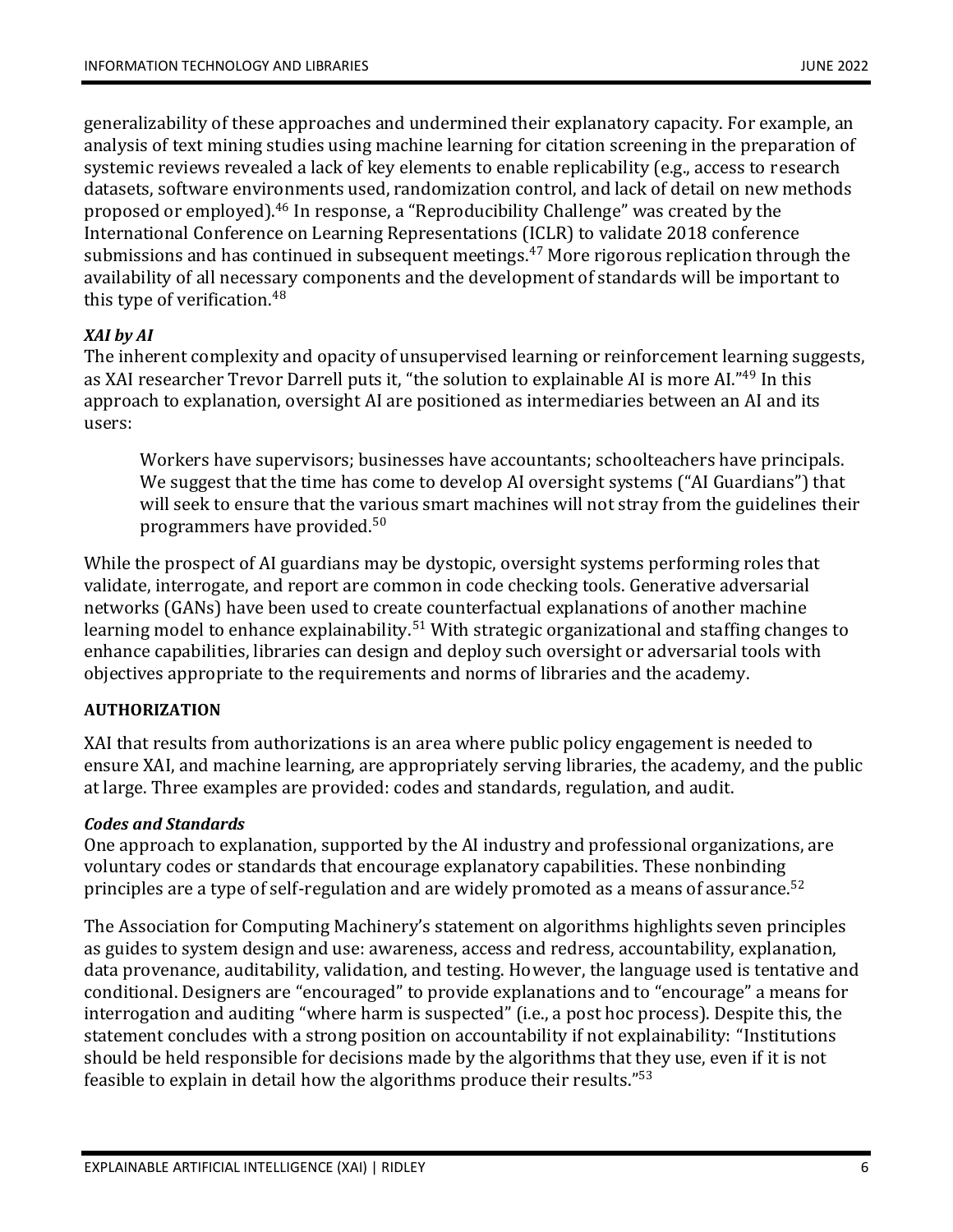generalizability of these approaches and undermined their explanatory capacity. For example, an analysis of text mining studies using machine learning for citation screening in the preparation of systemic reviews revealed a lack of key elements to enable replicability (e.g., access to research datasets, software environments used, randomization control, and lack of detail on new methods proposed or employed).[46] In response, a "Reproducibility Challenge" was created by the International Conference on Learning Representations (ICLR) to validate 2018 conference submissions and has continued in subsequent meetings.[47] More rigorous replication through the availability of all necessary components and the development of standards will be important to this type of verification.[48]

### *XAI by AI*

The inherent complexity and opacity of unsupervised learning or reinforcement learning suggests, as XAI researcher Trevor Darrell puts it, "the solution to explainable AI is more AI."[49] In this approach to explanation, oversight AI are positioned as intermediaries between an AI and its users:

> Workers have supervisors; businesses have accountants; schoolteachers have principals. We suggest that the time has come to develop AI oversight systems ("AI Guardians") that will seek to ensure that the various smart machines will not stray from the guidelines their programmers have provided.[50]

While the prospect of AI guardians may be dystopic, oversight systems performing roles that validate, interrogate, and report are common in code checking tools. Generative adversarial networks (GANs) have been used to create counterfactual explanations of another machine learning model to enhance explainability.[51] With strategic organizational and staffing changes to enhance capabilities, libraries can design and deploy such oversight or adversarial tools with objectives appropriate to the requirements and norms of libraries and the academy.

## AUTHORIZATION

XAI that results from authorizations is an area where public policy engagement is needed to ensure XAI, and machine learning, are appropriately serving libraries, the academy, and the public at large. Three examples are provided: codes and standards, regulation, and audit.

### *Codes and Standards*

One approach to explanation, supported by the AI industry and professional organizations, are voluntary codes or standards that encourage explanatory capabilities. These nonbinding principles are a type of self-regulation and are widely promoted as a means of assurance.[52]

The Association for Computing Machinery's statement on algorithms highlights seven principles as guides to system design and use: awareness, access and redress, accountability, explanation, data provenance, auditability, validation, and testing. However, the language used is tentative and conditional. Designers are "encouraged" to provide explanations and to "encourage" a means for interrogation and auditing "where harm is suspected" (i.e., a post hoc process). Despite this, the statement concludes with a strong position on accountability if not explainability: "Institutions should be held responsible for decisions made by the algorithms that they use, even if it is not feasible to explain in detail how the algorithms produce their results."[53]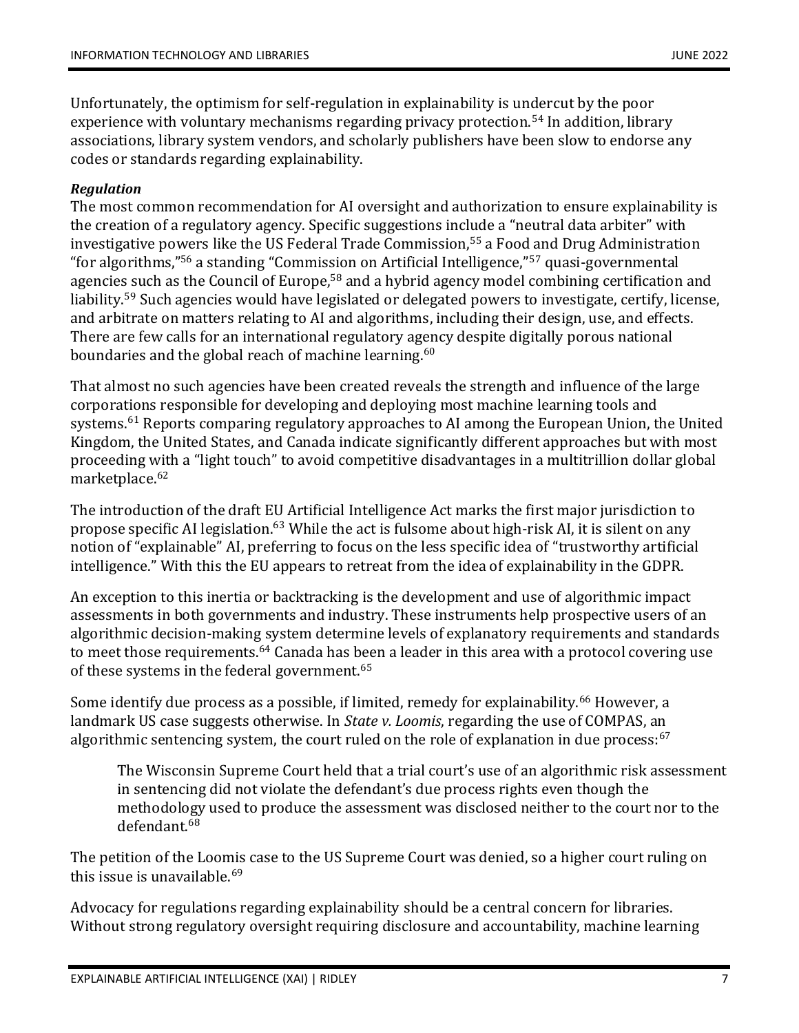Unfortunately, the optimism for self-regulation in explainability is undercut by the poor experience with voluntary mechanisms regarding privacy protection.[54] In addition, library associations, library system vendors, and scholarly publishers have been slow to endorse any codes or standards regarding explainability.

***Regulation***

The most common recommendation for AI oversight and authorization to ensure explainability is the creation of a regulatory agency. Specific suggestions include a "neutral data arbiter" with investigative powers like the US Federal Trade Commission,[55] a Food and Drug Administration "for algorithms,"[56] a standing "Commission on Artificial Intelligence,"[57] quasi-governmental agencies such as the Council of Europe,[58] and a hybrid agency model combining certification and liability.[59] Such agencies would have legislated or delegated powers to investigate, certify, license, and arbitrate on matters relating to AI and algorithms, including their design, use, and effects. There are few calls for an international regulatory agency despite digitally porous national boundaries and the global reach of machine learning.[60]

That almost no such agencies have been created reveals the strength and influence of the large corporations responsible for developing and deploying most machine learning tools and systems.[61] Reports comparing regulatory approaches to AI among the European Union, the United Kingdom, the United States, and Canada indicate significantly different approaches but with most proceeding with a "light touch" to avoid competitive disadvantages in a multitrillion dollar global marketplace.[62]

The introduction of the draft EU Artificial Intelligence Act marks the first major jurisdiction to propose specific AI legislation.[63] While the act is fulsome about high-risk AI, it is silent on any notion of "explainable" AI, preferring to focus on the less specific idea of "trustworthy artificial intelligence." With this the EU appears to retreat from the idea of explainability in the GDPR.

An exception to this inertia or backtracking is the development and use of algorithmic impact assessments in both governments and industry. These instruments help prospective users of an algorithmic decision-making system determine levels of explanatory requirements and standards to meet those requirements.[64] Canada has been a leader in this area with a protocol covering use of these systems in the federal government.[65]

Some identify due process as a possible, if limited, remedy for explainability.[66] However, a landmark US case suggests otherwise. In *State v. Loomis*, regarding the use of COMPAS, an algorithmic sentencing system, the court ruled on the role of explanation in due process:[67]

> The Wisconsin Supreme Court held that a trial court's use of an algorithmic risk assessment in sentencing did not violate the defendant's due process rights even though the methodology used to produce the assessment was disclosed neither to the court nor to the defendant.[68]

The petition of the Loomis case to the US Supreme Court was denied, so a higher court ruling on this issue is unavailable.[69]

Advocacy for regulations regarding explainability should be a central concern for libraries. Without strong regulatory oversight requiring disclosure and accountability, machine learning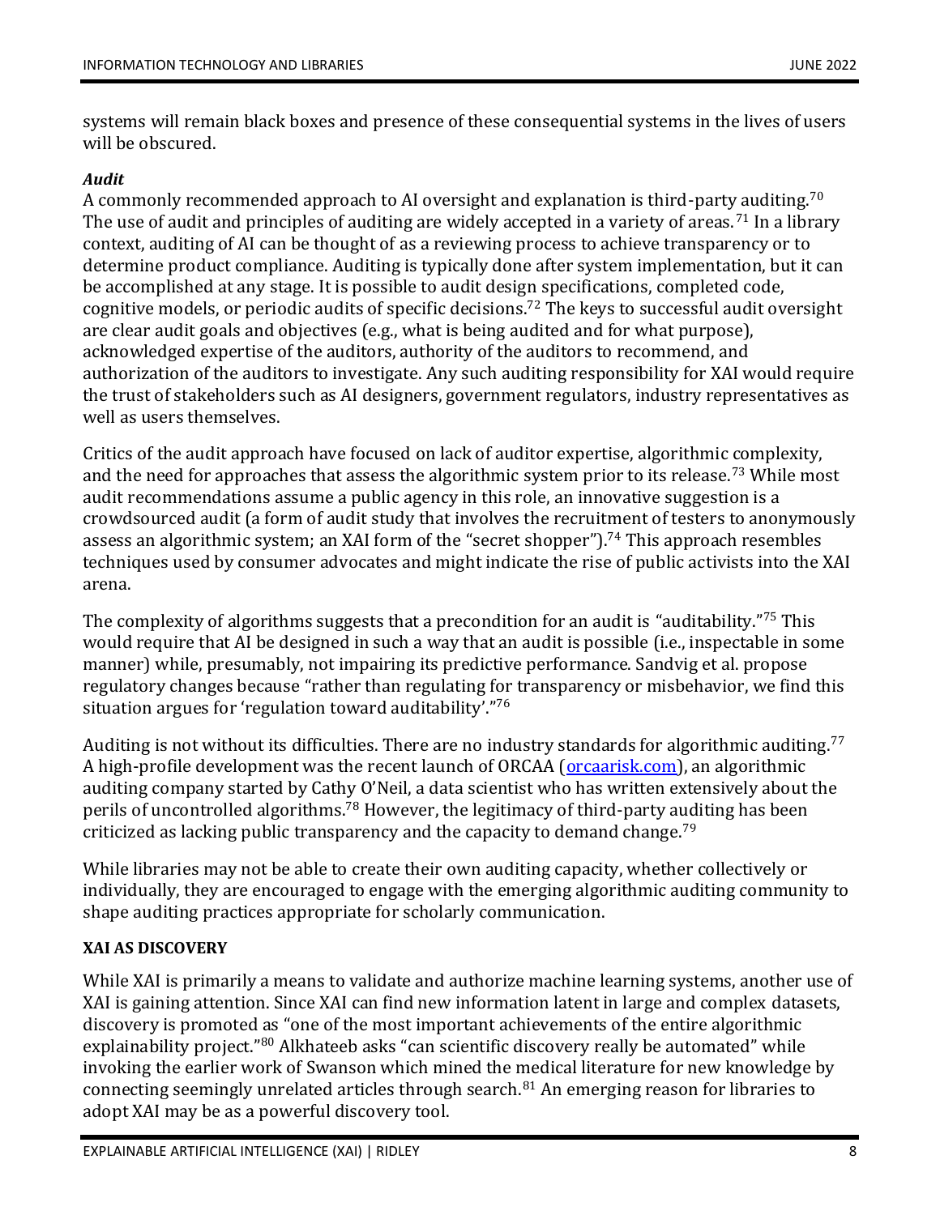systems will remain black boxes and presence of these consequential systems in the lives of users will be obscured.

### *Audit*

A commonly recommended approach to AI oversight and explanation is third-party auditing.[70] The use of audit and principles of auditing are widely accepted in a variety of areas.[71] In a library context, auditing of AI can be thought of as a reviewing process to achieve transparency or to determine product compliance. Auditing is typically done after system implementation, but it can be accomplished at any stage. It is possible to audit design specifications, completed code, cognitive models, or periodic audits of specific decisions.[72] The keys to successful audit oversight are clear audit goals and objectives (e.g., what is being audited and for what purpose), acknowledged expertise of the auditors, authority of the auditors to recommend, and authorization of the auditors to investigate. Any such auditing responsibility for XAI would require the trust of stakeholders such as AI designers, government regulators, industry representatives as well as users themselves.

Critics of the audit approach have focused on lack of auditor expertise, algorithmic complexity, and the need for approaches that assess the algorithmic system prior to its release.[73] While most audit recommendations assume a public agency in this role, an innovative suggestion is a crowdsourced audit (a form of audit study that involves the recruitment of testers to anonymously assess an algorithmic system; an XAI form of the "secret shopper").[74] This approach resembles techniques used by consumer advocates and might indicate the rise of public activists into the XAI arena.

The complexity of algorithms suggests that a precondition for an audit is "auditability."[75] This would require that AI be designed in such a way that an audit is possible (i.e., inspectable in some manner) while, presumably, not impairing its predictive performance. Sandvig et al. propose regulatory changes because "rather than regulating for transparency or misbehavior, we find this situation argues for 'regulation toward auditability'."[76]

Auditing is not without its difficulties. There are no industry standards for algorithmic auditing.[77] A high-profile development was the recent launch of ORCAA (orcaarisk.com), an algorithmic auditing company started by Cathy O'Neil, a data scientist who has written extensively about the perils of uncontrolled algorithms.[78] However, the legitimacy of third-party auditing has been criticized as lacking public transparency and the capacity to demand change.[79]

While libraries may not be able to create their own auditing capacity, whether collectively or individually, they are encouraged to engage with the emerging algorithmic auditing community to shape auditing practices appropriate for scholarly communication.

## XAI AS DISCOVERY

While XAI is primarily a means to validate and authorize machine learning systems, another use of XAI is gaining attention. Since XAI can find new information latent in large and complex datasets, discovery is promoted as "one of the most important achievements of the entire algorithmic explainability project."[80] Alkhateeb asks "can scientific discovery really be automated" while invoking the earlier work of Swanson which mined the medical literature for new knowledge by connecting seemingly unrelated articles through search.[81] An emerging reason for libraries to adopt XAI may be as a powerful discovery tool.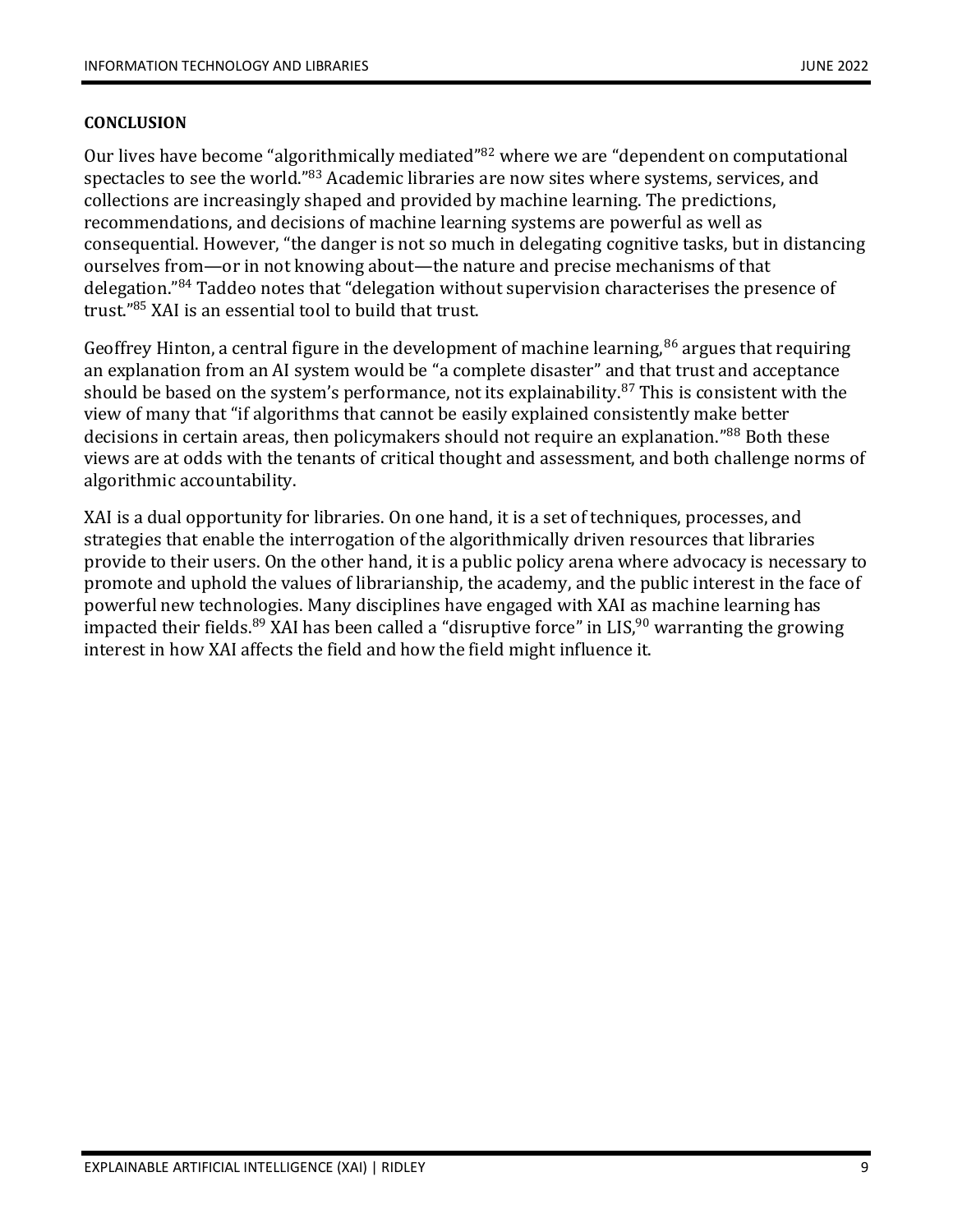## CONCLUSION

Our lives have become "algorithmically mediated"[82] where we are "dependent on computational spectacles to see the world."[83] Academic libraries are now sites where systems, services, and collections are increasingly shaped and provided by machine learning. The predictions, recommendations, and decisions of machine learning systems are powerful as well as consequential. However, "the danger is not so much in delegating cognitive tasks, but in distancing ourselves from—or in not knowing about—the nature and precise mechanisms of that delegation."[84] Taddeo notes that "delegation without supervision characterises the presence of trust."[85] XAI is an essential tool to build that trust.

Geoffrey Hinton, a central figure in the development of machine learning,[86] argues that requiring an explanation from an AI system would be "a complete disaster" and that trust and acceptance should be based on the system's performance, not its explainability.[87] This is consistent with the view of many that "if algorithms that cannot be easily explained consistently make better decisions in certain areas, then policymakers should not require an explanation."[88] Both these views are at odds with the tenants of critical thought and assessment, and both challenge norms of algorithmic accountability.

XAI is a dual opportunity for libraries. On one hand, it is a set of techniques, processes, and strategies that enable the interrogation of the algorithmically driven resources that libraries provide to their users. On the other hand, it is a public policy arena where advocacy is necessary to promote and uphold the values of librarianship, the academy, and the public interest in the face of powerful new technologies. Many disciplines have engaged with XAI as machine learning has impacted their fields.[89] XAI has been called a "disruptive force" in LIS,[90] warranting the growing interest in how XAI affects the field and how the field might influence it.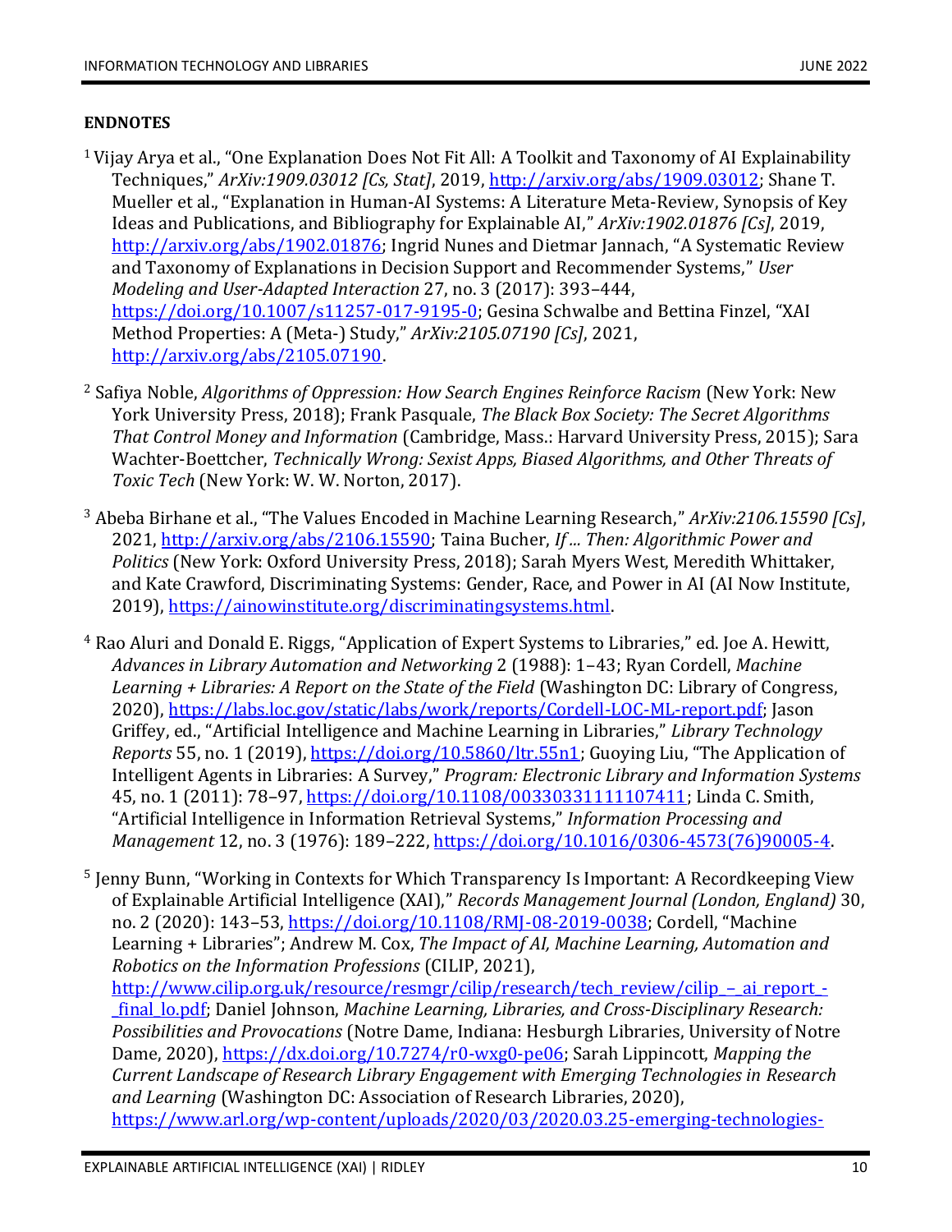**ENDNOTES**

[1] Vijay Arya et al., "One Explanation Does Not Fit All: A Toolkit and Taxonomy of AI Explainability Techniques," *ArXiv:1909.03012 [Cs, Stat]*, 2019, http://arxiv.org/abs/1909.03012; Shane T. Mueller et al., "Explanation in Human-AI Systems: A Literature Meta-Review, Synopsis of Key Ideas and Publications, and Bibliography for Explainable AI," *ArXiv:1902.01876 [Cs]*, 2019, http://arxiv.org/abs/1902.01876; Ingrid Nunes and Dietmar Jannach, "A Systematic Review and Taxonomy of Explanations in Decision Support and Recommender Systems," *User Modeling and User-Adapted Interaction* 27, no. 3 (2017): 393–444, https://doi.org/10.1007/s11257-017-9195-0; Gesina Schwalbe and Bettina Finzel, "XAI Method Properties: A (Meta-) Study," *ArXiv:2105.07190 [Cs]*, 2021, http://arxiv.org/abs/2105.07190.

[2] Safiya Noble, *Algorithms of Oppression: How Search Engines Reinforce Racism* (New York: New York University Press, 2018); Frank Pasquale, *The Black Box Society: The Secret Algorithms That Control Money and Information* (Cambridge, Mass.: Harvard University Press, 2015); Sara Wachter-Boettcher, *Technically Wrong: Sexist Apps, Biased Algorithms, and Other Threats of Toxic Tech* (New York: W. W. Norton, 2017).

[3] Abeba Birhane et al., "The Values Encoded in Machine Learning Research," *ArXiv:2106.15590 [Cs]*, 2021, http://arxiv.org/abs/2106.15590; Taina Bucher, *If ... Then: Algorithmic Power and Politics* (New York: Oxford University Press, 2018); Sarah Myers West, Meredith Whittaker, and Kate Crawford, Discriminating Systems: Gender, Race, and Power in AI (AI Now Institute, 2019), https://ainowinstitute.org/discriminatingsystems.html.

[4] Rao Aluri and Donald E. Riggs, "Application of Expert Systems to Libraries," ed. Joe A. Hewitt, *Advances in Library Automation and Networking* 2 (1988): 1–43; Ryan Cordell, *Machine Learning + Libraries: A Report on the State of the Field* (Washington DC: Library of Congress, 2020), https://labs.loc.gov/static/labs/work/reports/Cordell-LOC-ML-report.pdf; Jason Griffey, ed., "Artificial Intelligence and Machine Learning in Libraries," *Library Technology Reports* 55, no. 1 (2019), https://doi.org/10.5860/ltr.55n1; Guoying Liu, "The Application of Intelligent Agents in Libraries: A Survey," *Program: Electronic Library and Information Systems* 45, no. 1 (2011): 78–97, https://doi.org/10.1108/00330331111107411; Linda C. Smith, "Artificial Intelligence in Information Retrieval Systems," *Information Processing and Management* 12, no. 3 (1976): 189–222, https://doi.org/10.1016/0306-4573(76)90005-4.

[5] Jenny Bunn, "Working in Contexts for Which Transparency Is Important: A Recordkeeping View of Explainable Artificial Intelligence (XAI)," *Records Management Journal (London, England)* 30, no. 2 (2020): 143–53, https://doi.org/10.1108/RMJ-08-2019-0038; Cordell, "Machine Learning + Libraries"; Andrew M. Cox, *The Impact of AI, Machine Learning, Automation and Robotics on the Information Professions* (CILIP, 2021), http://www.cilip.org.uk/resource/resmgr/cilip/research/tech_review/cilip_–_ai_report_-_final_lo.pdf; Daniel Johnson, *Machine Learning, Libraries, and Cross-Disciplinary Research: Possibilities and Provocations* (Notre Dame, Indiana: Hesburgh Libraries, University of Notre Dame, 2020), https://dx.doi.org/10.7274/r0-wxg0-pe06; Sarah Lippincott, *Mapping the Current Landscape of Research Library Engagement with Emerging Technologies in Research and Learning* (Washington DC: Association of Research Libraries, 2020), https://www.arl.org/wp-content/uploads/2020/03/2020.03.25-emerging-technologies-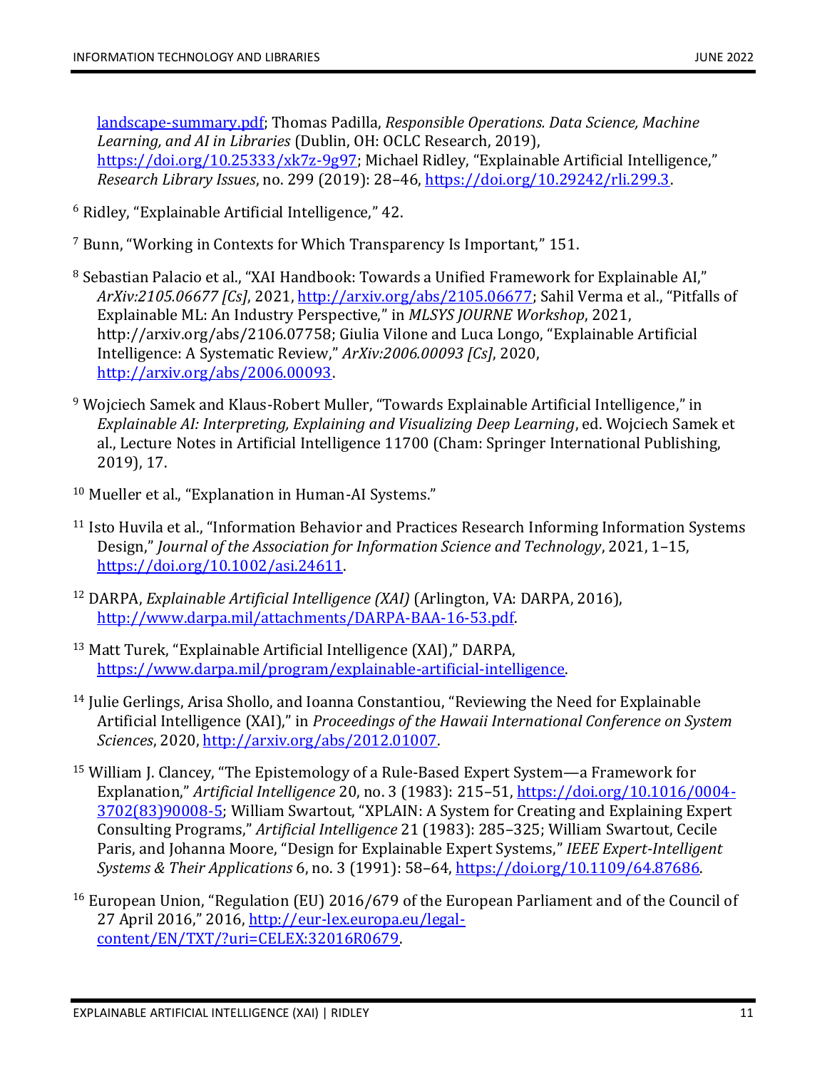landscape-summary.pdf; Thomas Padilla, *Responsible Operations. Data Science, Machine Learning, and AI in Libraries* (Dublin, OH: OCLC Research, 2019), https://doi.org/10.25333/xk7z-9g97; Michael Ridley, "Explainable Artificial Intelligence," *Research Library Issues*, no. 299 (2019): 28–46, https://doi.org/10.29242/rli.299.3.

[6] Ridley, "Explainable Artificial Intelligence," 42.

[7] Bunn, "Working in Contexts for Which Transparency Is Important," 151.

[8] Sebastian Palacio et al., "XAI Handbook: Towards a Unified Framework for Explainable AI," *ArXiv:2105.06677 [Cs]*, 2021, http://arxiv.org/abs/2105.06677; Sahil Verma et al., "Pitfalls of Explainable ML: An Industry Perspective," in *MLSYS JOURNE Workshop*, 2021, http://arxiv.org/abs/2106.07758; Giulia Vilone and Luca Longo, "Explainable Artificial Intelligence: A Systematic Review," *ArXiv:2006.00093 [Cs]*, 2020, http://arxiv.org/abs/2006.00093.

[9] Wojciech Samek and Klaus-Robert Muller, "Towards Explainable Artificial Intelligence," in *Explainable AI: Interpreting, Explaining and Visualizing Deep Learning*, ed. Wojciech Samek et al., Lecture Notes in Artificial Intelligence 11700 (Cham: Springer International Publishing, 2019), 17.

[10] Mueller et al., "Explanation in Human-AI Systems."

[11] Isto Huvila et al., "Information Behavior and Practices Research Informing Information Systems Design," *Journal of the Association for Information Science and Technology*, 2021, 1–15, https://doi.org/10.1002/asi.24611.

[12] DARPA, *Explainable Artificial Intelligence (XAI)* (Arlington, VA: DARPA, 2016), http://www.darpa.mil/attachments/DARPA-BAA-16-53.pdf.

[13] Matt Turek, "Explainable Artificial Intelligence (XAI)," DARPA, https://www.darpa.mil/program/explainable-artificial-intelligence.

[14] Julie Gerlings, Arisa Shollo, and Ioanna Constantiou, "Reviewing the Need for Explainable Artificial Intelligence (XAI)," in *Proceedings of the Hawaii International Conference on System Sciences*, 2020, http://arxiv.org/abs/2012.01007.

[15] William J. Clancey, "The Epistemology of a Rule-Based Expert System—a Framework for Explanation," *Artificial Intelligence* 20, no. 3 (1983): 215–51, https://doi.org/10.1016/0004-3702(83)90008-5; William Swartout, "XPLAIN: A System for Creating and Explaining Expert Consulting Programs," *Artificial Intelligence* 21 (1983): 285–325; William Swartout, Cecile Paris, and Johanna Moore, "Design for Explainable Expert Systems," *IEEE Expert-Intelligent Systems & Their Applications* 6, no. 3 (1991): 58–64, https://doi.org/10.1109/64.87686.

[16] European Union, "Regulation (EU) 2016/679 of the European Parliament and of the Council of 27 April 2016," 2016, http://eur-lex.europa.eu/legal-content/EN/TXT/?uri=CELEX:32016R0679.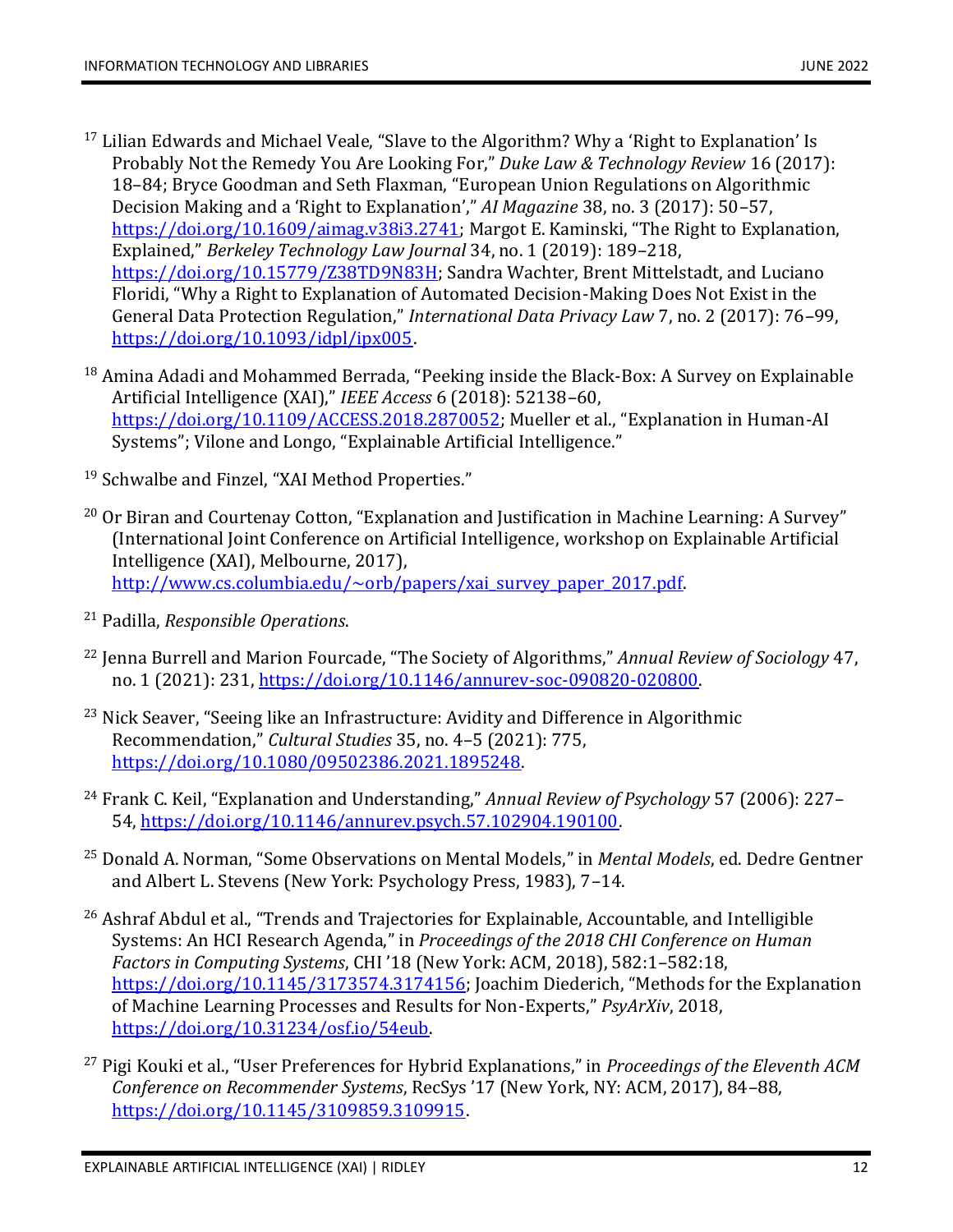[17] Lilian Edwards and Michael Veale, "Slave to the Algorithm? Why a 'Right to Explanation' Is Probably Not the Remedy You Are Looking For," *Duke Law & Technology Review* 16 (2017): 18–84; Bryce Goodman and Seth Flaxman, "European Union Regulations on Algorithmic Decision Making and a 'Right to Explanation'," *AI Magazine* 38, no. 3 (2017): 50–57, https://doi.org/10.1609/aimag.v38i3.2741; Margot E. Kaminski, "The Right to Explanation, Explained," *Berkeley Technology Law Journal* 34, no. 1 (2019): 189–218, https://doi.org/10.15779/Z38TD9N83H; Sandra Wachter, Brent Mittelstadt, and Luciano Floridi, "Why a Right to Explanation of Automated Decision-Making Does Not Exist in the General Data Protection Regulation," *International Data Privacy Law* 7, no. 2 (2017): 76–99, https://doi.org/10.1093/idpl/ipx005.

[18] Amina Adadi and Mohammed Berrada, "Peeking inside the Black-Box: A Survey on Explainable Artificial Intelligence (XAI)," *IEEE Access* 6 (2018): 52138–60, https://doi.org/10.1109/ACCESS.2018.2870052; Mueller et al., "Explanation in Human-AI Systems"; Vilone and Longo, "Explainable Artificial Intelligence."

[19] Schwalbe and Finzel, "XAI Method Properties."

[20] Or Biran and Courtenay Cotton, "Explanation and Justification in Machine Learning: A Survey" (International Joint Conference on Artificial Intelligence, workshop on Explainable Artificial Intelligence (XAI), Melbourne, 2017), http://www.cs.columbia.edu/~orb/papers/xai_survey_paper_2017.pdf.

[21] Padilla, *Responsible Operations*.

[22] Jenna Burrell and Marion Fourcade, "The Society of Algorithms," *Annual Review of Sociology* 47, no. 1 (2021): 231, https://doi.org/10.1146/annurev-soc-090820-020800.

[23] Nick Seaver, "Seeing like an Infrastructure: Avidity and Difference in Algorithmic Recommendation," *Cultural Studies* 35, no. 4–5 (2021): 775, https://doi.org/10.1080/09502386.2021.1895248.

[24] Frank C. Keil, "Explanation and Understanding," *Annual Review of Psychology* 57 (2006): 227–54, https://doi.org/10.1146/annurev.psych.57.102904.190100.

[25] Donald A. Norman, "Some Observations on Mental Models," in *Mental Models*, ed. Dedre Gentner and Albert L. Stevens (New York: Psychology Press, 1983), 7–14.

[26] Ashraf Abdul et al., "Trends and Trajectories for Explainable, Accountable, and Intelligible Systems: An HCI Research Agenda," in *Proceedings of the 2018 CHI Conference on Human Factors in Computing Systems*, CHI '18 (New York: ACM, 2018), 582:1–582:18, https://doi.org/10.1145/3173574.3174156; Joachim Diederich, "Methods for the Explanation of Machine Learning Processes and Results for Non-Experts," *PsyArXiv*, 2018, https://doi.org/10.31234/osf.io/54eub.

[27] Pigi Kouki et al., "User Preferences for Hybrid Explanations," in *Proceedings of the Eleventh ACM Conference on Recommender Systems*, RecSys '17 (New York, NY: ACM, 2017), 84–88, https://doi.org/10.1145/3109859.3109915.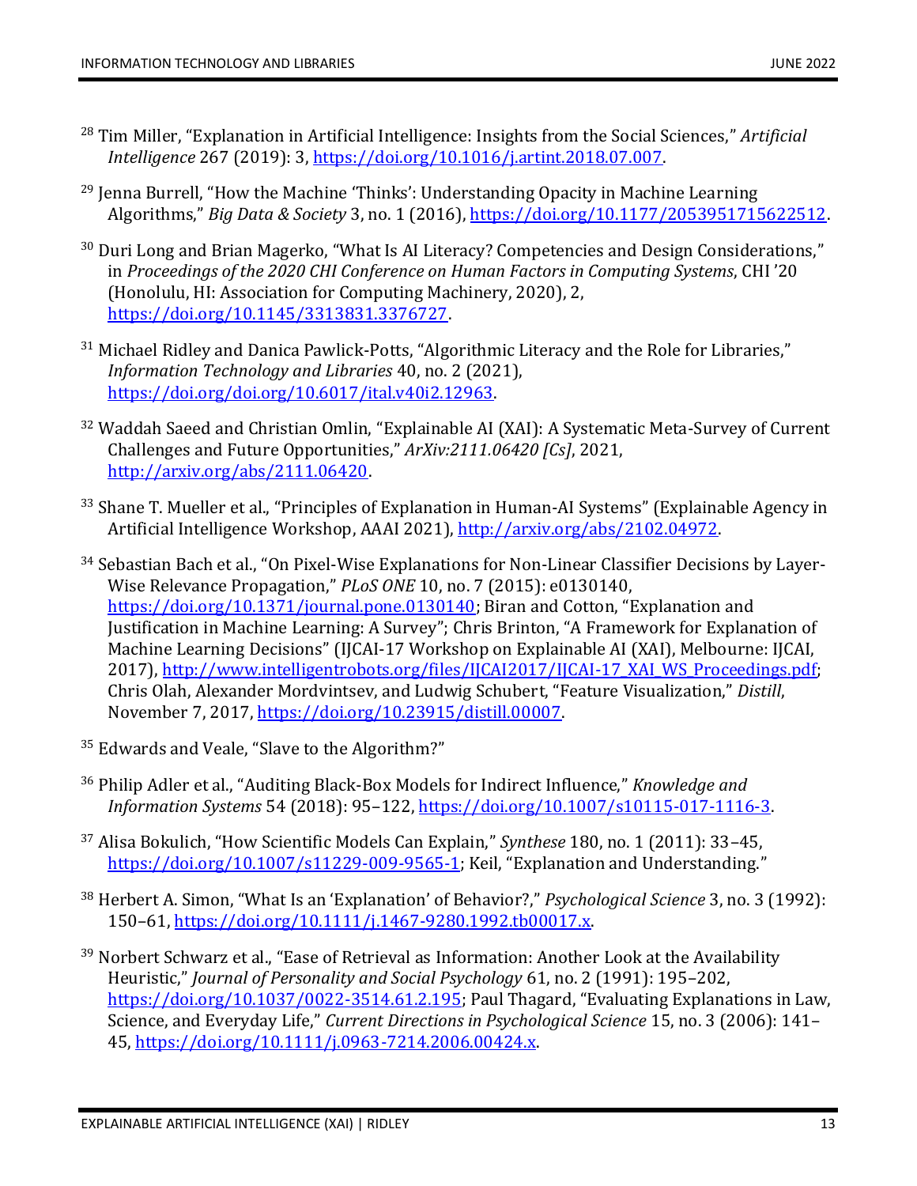[28] Tim Miller, "Explanation in Artificial Intelligence: Insights from the Social Sciences," *Artificial Intelligence* 267 (2019): 3, https://doi.org/10.1016/j.artint.2018.07.007.

[29] Jenna Burrell, "How the Machine 'Thinks': Understanding Opacity in Machine Learning Algorithms," *Big Data & Society* 3, no. 1 (2016), https://doi.org/10.1177/2053951715622512.

[30] Duri Long and Brian Magerko, "What Is AI Literacy? Competencies and Design Considerations," in *Proceedings of the 2020 CHI Conference on Human Factors in Computing Systems*, CHI '20 (Honolulu, HI: Association for Computing Machinery, 2020), 2, https://doi.org/10.1145/3313831.3376727.

[31] Michael Ridley and Danica Pawlick-Potts, "Algorithmic Literacy and the Role for Libraries," *Information Technology and Libraries* 40, no. 2 (2021), https://doi.org/doi.org/10.6017/ital.v40i2.12963.

[32] Waddah Saeed and Christian Omlin, "Explainable AI (XAI): A Systematic Meta-Survey of Current Challenges and Future Opportunities," *ArXiv:2111.06420 [Cs]*, 2021, http://arxiv.org/abs/2111.06420.

[33] Shane T. Mueller et al., "Principles of Explanation in Human-AI Systems" (Explainable Agency in Artificial Intelligence Workshop, AAAI 2021), http://arxiv.org/abs/2102.04972.

[34] Sebastian Bach et al., "On Pixel-Wise Explanations for Non-Linear Classifier Decisions by Layer-Wise Relevance Propagation," *PLoS ONE* 10, no. 7 (2015): e0130140, https://doi.org/10.1371/journal.pone.0130140; Biran and Cotton, "Explanation and Justification in Machine Learning: A Survey"; Chris Brinton, "A Framework for Explanation of Machine Learning Decisions" (IJCAI-17 Workshop on Explainable AI (XAI), Melbourne: IJCAI, 2017), http://www.intelligentrobots.org/files/IJCAI2017/IJCAI-17_XAI_WS_Proceedings.pdf; Chris Olah, Alexander Mordvintsev, and Ludwig Schubert, "Feature Visualization," *Distill*, November 7, 2017, https://doi.org/10.23915/distill.00007.

[35] Edwards and Veale, "Slave to the Algorithm?"

[36] Philip Adler et al., "Auditing Black-Box Models for Indirect Influence," *Knowledge and Information Systems* 54 (2018): 95–122, https://doi.org/10.1007/s10115-017-1116-3.

[37] Alisa Bokulich, "How Scientific Models Can Explain," *Synthese* 180, no. 1 (2011): 33–45, https://doi.org/10.1007/s11229-009-9565-1; Keil, "Explanation and Understanding."

[38] Herbert A. Simon, "What Is an 'Explanation' of Behavior?," *Psychological Science* 3, no. 3 (1992): 150–61, https://doi.org/10.1111/j.1467-9280.1992.tb00017.x.

[39] Norbert Schwarz et al., "Ease of Retrieval as Information: Another Look at the Availability Heuristic," *Journal of Personality and Social Psychology* 61, no. 2 (1991): 195–202, https://doi.org/10.1037/0022-3514.61.2.195; Paul Thagard, "Evaluating Explanations in Law, Science, and Everyday Life," *Current Directions in Psychological Science* 15, no. 3 (2006): 141–45, https://doi.org/10.1111/j.0963-7214.2006.00424.x.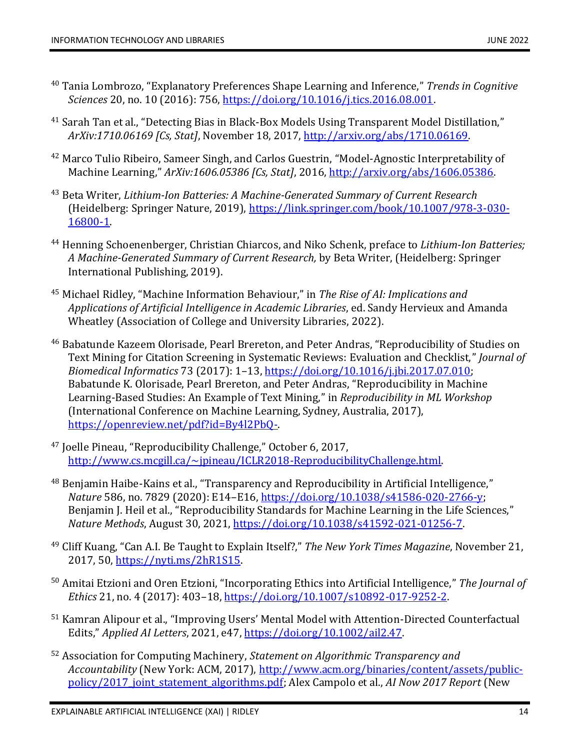[40] Tania Lombrozo, "Explanatory Preferences Shape Learning and Inference," *Trends in Cognitive Sciences* 20, no. 10 (2016): 756, https://doi.org/10.1016/j.tics.2016.08.001.

[41] Sarah Tan et al., "Detecting Bias in Black-Box Models Using Transparent Model Distillation," *ArXiv:1710.06169 [Cs, Stat]*, November 18, 2017, http://arxiv.org/abs/1710.06169.

[42] Marco Tulio Ribeiro, Sameer Singh, and Carlos Guestrin, "Model-Agnostic Interpretability of Machine Learning," *ArXiv:1606.05386 [Cs, Stat]*, 2016, http://arxiv.org/abs/1606.05386.

[43] Beta Writer, *Lithium-Ion Batteries: A Machine-Generated Summary of Current Research* (Heidelberg: Springer Nature, 2019), https://link.springer.com/book/10.1007/978-3-030-16800-1.

[44] Henning Schoenenberger, Christian Chiarcos, and Niko Schenk, preface to *Lithium-Ion Batteries; A Machine-Generated Summary of Current Research,* by Beta Writer, (Heidelberg: Springer International Publishing, 2019).

[45] Michael Ridley, "Machine Information Behaviour," in *The Rise of AI: Implications and Applications of Artificial Intelligence in Academic Libraries*, ed. Sandy Hervieux and Amanda Wheatley (Association of College and University Libraries, 2022).

[46] Babatunde Kazeem Olorisade, Pearl Brereton, and Peter Andras, "Reproducibility of Studies on Text Mining for Citation Screening in Systematic Reviews: Evaluation and Checklist," *Journal of Biomedical Informatics* 73 (2017): 1–13, https://doi.org/10.1016/j.jbi.2017.07.010; Babatunde K. Olorisade, Pearl Brereton, and Peter Andras, "Reproducibility in Machine Learning-Based Studies: An Example of Text Mining," in *Reproducibility in ML Workshop* (International Conference on Machine Learning, Sydney, Australia, 2017), https://openreview.net/pdf?id=By4l2PbQ-.

[47] Joelle Pineau, "Reproducibility Challenge," October 6, 2017, http://www.cs.mcgill.ca/~jpineau/ICLR2018-ReproducibilityChallenge.html.

[48] Benjamin Haibe-Kains et al., "Transparency and Reproducibility in Artificial Intelligence," *Nature* 586, no. 7829 (2020): E14–E16, https://doi.org/10.1038/s41586-020-2766-y; Benjamin J. Heil et al., "Reproducibility Standards for Machine Learning in the Life Sciences," *Nature Methods*, August 30, 2021, https://doi.org/10.1038/s41592-021-01256-7.

[49] Cliff Kuang, "Can A.I. Be Taught to Explain Itself?," *The New York Times Magazine*, November 21, 2017, 50, https://nyti.ms/2hR1S15.

[50] Amitai Etzioni and Oren Etzioni, "Incorporating Ethics into Artificial Intelligence," *The Journal of Ethics* 21, no. 4 (2017): 403–18, https://doi.org/10.1007/s10892-017-9252-2.

[51] Kamran Alipour et al., "Improving Users' Mental Model with Attention-Directed Counterfactual Edits," *Applied AI Letters*, 2021, e47, https://doi.org/10.1002/ail2.47.

[52] Association for Computing Machinery, *Statement on Algorithmic Transparency and Accountability* (New York: ACM, 2017), http://www.acm.org/binaries/content/assets/public-policy/2017_joint_statement_algorithms.pdf; Alex Campolo et al., *AI Now 2017 Report* (New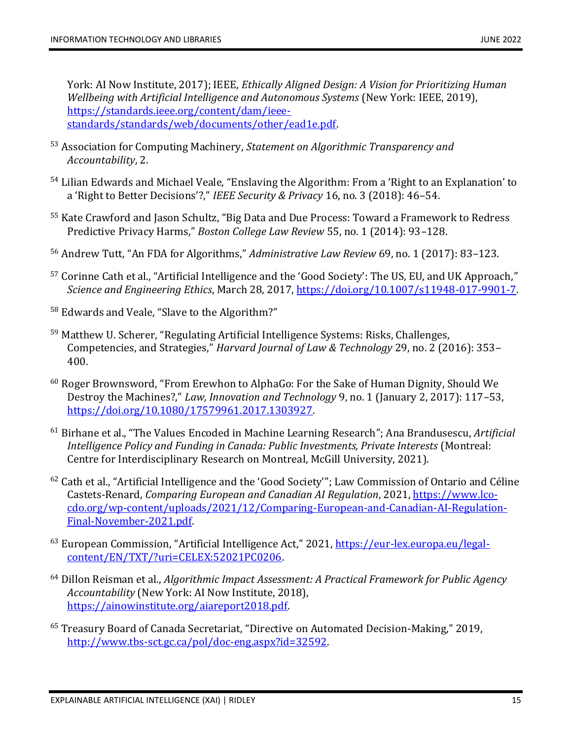York: AI Now Institute, 2017); IEEE, *Ethically Aligned Design: A Vision for Prioritizing Human Wellbeing with Artificial Intelligence and Autonomous Systems* (New York: IEEE, 2019), https://standards.ieee.org/content/dam/ieee-standards/standards/web/documents/other/ead1e.pdf.

[53] Association for Computing Machinery, *Statement on Algorithmic Transparency and Accountability*, 2.

[54] Lilian Edwards and Michael Veale, "Enslaving the Algorithm: From a 'Right to an Explanation' to a 'Right to Better Decisions'?," *IEEE Security & Privacy* 16, no. 3 (2018): 46–54.

[55] Kate Crawford and Jason Schultz, "Big Data and Due Process: Toward a Framework to Redress Predictive Privacy Harms," *Boston College Law Review* 55, no. 1 (2014): 93–128.

[56] Andrew Tutt, "An FDA for Algorithms," *Administrative Law Review* 69, no. 1 (2017): 83–123.

[57] Corinne Cath et al., "Artificial Intelligence and the 'Good Society': The US, EU, and UK Approach," *Science and Engineering Ethics*, March 28, 2017, https://doi.org/10.1007/s11948-017-9901-7.

[58] Edwards and Veale, "Slave to the Algorithm?"

[59] Matthew U. Scherer, "Regulating Artificial Intelligence Systems: Risks, Challenges, Competencies, and Strategies," *Harvard Journal of Law & Technology* 29, no. 2 (2016): 353–400.

[60] Roger Brownsword, "From Erewhon to AlphaGo: For the Sake of Human Dignity, Should We Destroy the Machines?," *Law, Innovation and Technology* 9, no. 1 (January 2, 2017): 117–53, https://doi.org/10.1080/17579961.2017.1303927.

[61] Birhane et al., "The Values Encoded in Machine Learning Research"; Ana Brandusescu, *Artificial Intelligence Policy and Funding in Canada: Public Investments, Private Interests* (Montreal: Centre for Interdisciplinary Research on Montreal, McGill University, 2021).

[62] Cath et al., "Artificial Intelligence and the 'Good Society'"; Law Commission of Ontario and Céline Castets-Renard, *Comparing European and Canadian AI Regulation*, 2021, https://www.lco-cdo.org/wp-content/uploads/2021/12/Comparing-European-and-Canadian-AI-Regulation-Final-November-2021.pdf.

[63] European Commission, "Artificial Intelligence Act," 2021, https://eur-lex.europa.eu/legal-content/EN/TXT/?uri=CELEX:52021PC0206.

[64] Dillon Reisman et al., *Algorithmic Impact Assessment: A Practical Framework for Public Agency Accountability* (New York: AI Now Institute, 2018), https://ainowinstitute.org/aiareport2018.pdf.

[65] Treasury Board of Canada Secretariat, "Directive on Automated Decision-Making," 2019, http://www.tbs-sct.gc.ca/pol/doc-eng.aspx?id=32592.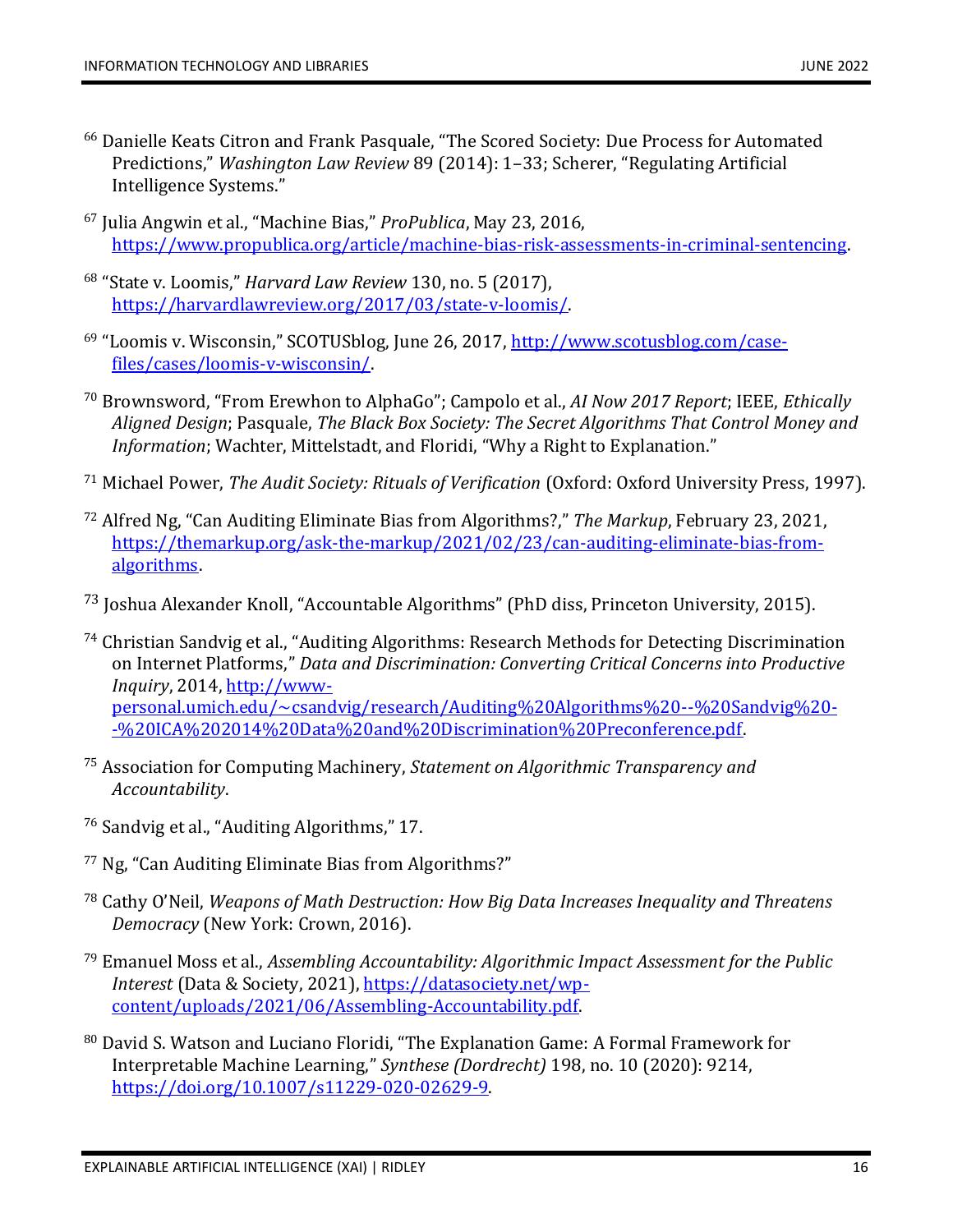[66] Danielle Keats Citron and Frank Pasquale, "The Scored Society: Due Process for Automated Predictions," *Washington Law Review* 89 (2014): 1–33; Scherer, "Regulating Artificial Intelligence Systems."

[67] Julia Angwin et al., "Machine Bias," *ProPublica*, May 23, 2016, https://www.propublica.org/article/machine-bias-risk-assessments-in-criminal-sentencing.

[68] "State v. Loomis," *Harvard Law Review* 130, no. 5 (2017), https://harvardlawreview.org/2017/03/state-v-loomis/.

[69] "Loomis v. Wisconsin," SCOTUSblog, June 26, 2017, http://www.scotusblog.com/case-files/cases/loomis-v-wisconsin/.

[70] Brownsword, "From Erewhon to AlphaGo"; Campolo et al., *AI Now 2017 Report*; IEEE, *Ethically Aligned Design*; Pasquale, *The Black Box Society: The Secret Algorithms That Control Money and Information*; Wachter, Mittelstadt, and Floridi, "Why a Right to Explanation."

[71] Michael Power, *The Audit Society: Rituals of Verification* (Oxford: Oxford University Press, 1997).

[72] Alfred Ng, "Can Auditing Eliminate Bias from Algorithms?," *The Markup*, February 23, 2021, https://themarkup.org/ask-the-markup/2021/02/23/can-auditing-eliminate-bias-from-algorithms.

[73] Joshua Alexander Knoll, "Accountable Algorithms" (PhD diss, Princeton University, 2015).

[74] Christian Sandvig et al., "Auditing Algorithms: Research Methods for Detecting Discrimination on Internet Platforms," *Data and Discrimination: Converting Critical Concerns into Productive Inquiry*, 2014, http://www-personal.umich.edu/~csandvig/research/Auditing%20Algorithms%20--%20Sandvig%20--%20ICA%202014%20Data%20and%20Discrimination%20Preconference.pdf.

[75] Association for Computing Machinery, *Statement on Algorithmic Transparency and Accountability*.

[76] Sandvig et al., "Auditing Algorithms," 17.

[77] Ng, "Can Auditing Eliminate Bias from Algorithms?"

[78] Cathy O'Neil, *Weapons of Math Destruction: How Big Data Increases Inequality and Threatens Democracy* (New York: Crown, 2016).

[79] Emanuel Moss et al., *Assembling Accountability: Algorithmic Impact Assessment for the Public Interest* (Data & Society, 2021), https://datasociety.net/wp-content/uploads/2021/06/Assembling-Accountability.pdf.

[80] David S. Watson and Luciano Floridi, "The Explanation Game: A Formal Framework for Interpretable Machine Learning," *Synthese (Dordrecht)* 198, no. 10 (2020): 9214, https://doi.org/10.1007/s11229-020-02629-9.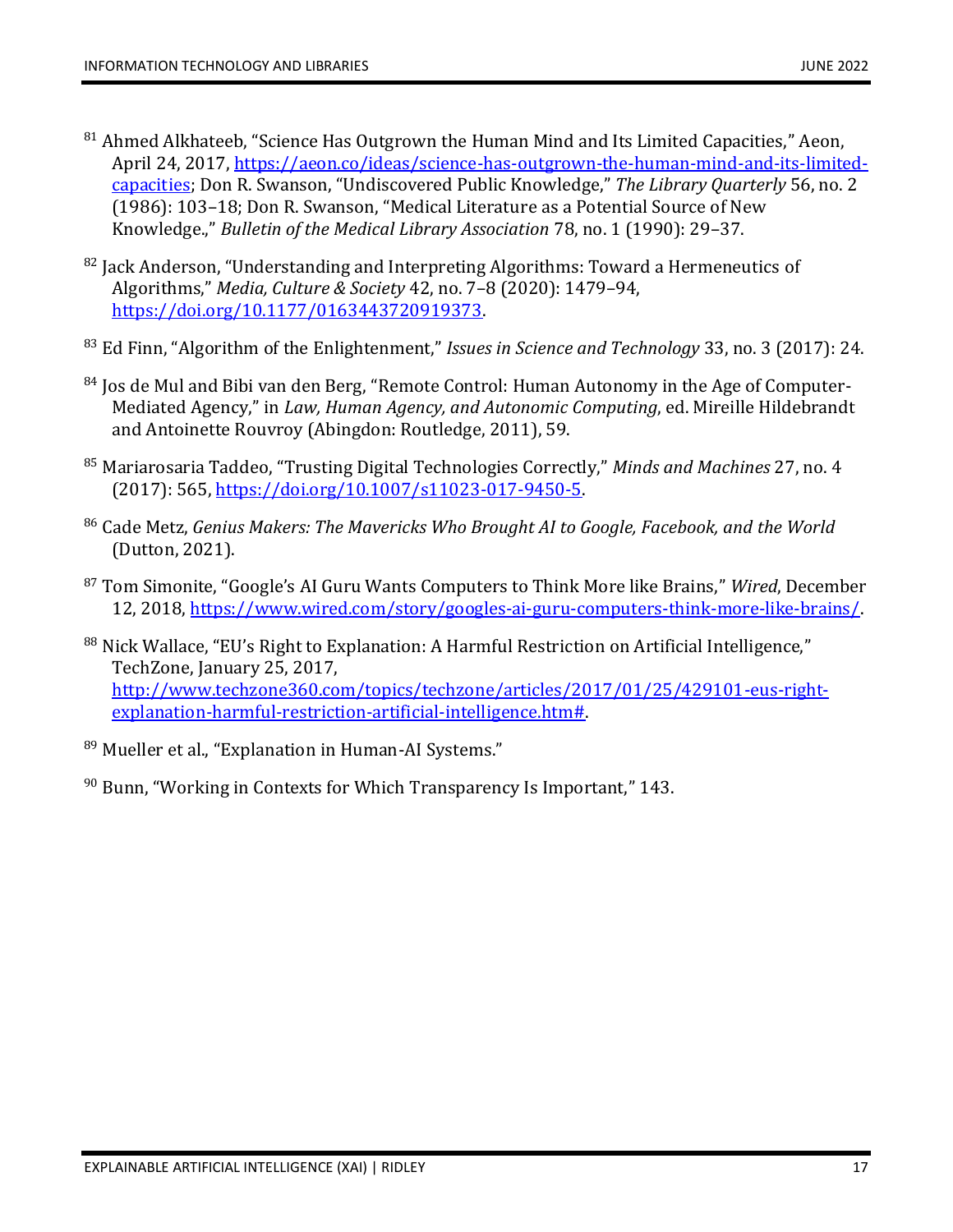[81] Ahmed Alkhateeb, "Science Has Outgrown the Human Mind and Its Limited Capacities," Aeon, April 24, 2017, https://aeon.co/ideas/science-has-outgrown-the-human-mind-and-its-limited-capacities; Don R. Swanson, "Undiscovered Public Knowledge," *The Library Quarterly* 56, no. 2 (1986): 103–18; Don R. Swanson, "Medical Literature as a Potential Source of New Knowledge.," *Bulletin of the Medical Library Association* 78, no. 1 (1990): 29–37.

[82] Jack Anderson, "Understanding and Interpreting Algorithms: Toward a Hermeneutics of Algorithms," *Media, Culture & Society* 42, no. 7–8 (2020): 1479–94, https://doi.org/10.1177/0163443720919373.

[83] Ed Finn, "Algorithm of the Enlightenment," *Issues in Science and Technology* 33, no. 3 (2017): 24.

[84] Jos de Mul and Bibi van den Berg, "Remote Control: Human Autonomy in the Age of Computer-Mediated Agency," in *Law, Human Agency, and Autonomic Computing*, ed. Mireille Hildebrandt and Antoinette Rouvroy (Abingdon: Routledge, 2011), 59.

[85] Mariarosaria Taddeo, "Trusting Digital Technologies Correctly," *Minds and Machines* 27, no. 4 (2017): 565, https://doi.org/10.1007/s11023-017-9450-5.

[86] Cade Metz, *Genius Makers: The Mavericks Who Brought AI to Google, Facebook, and the World* (Dutton, 2021).

[87] Tom Simonite, "Google's AI Guru Wants Computers to Think More like Brains," *Wired*, December 12, 2018, https://www.wired.com/story/googles-ai-guru-computers-think-more-like-brains/.

[88] Nick Wallace, "EU's Right to Explanation: A Harmful Restriction on Artificial Intelligence," TechZone, January 25, 2017, http://www.techzone360.com/topics/techzone/articles/2017/01/25/429101-eus-right-explanation-harmful-restriction-artificial-intelligence.htm#.

[89] Mueller et al., "Explanation in Human-AI Systems."

[90] Bunn, "Working in Contexts for Which Transparency Is Important," 143.